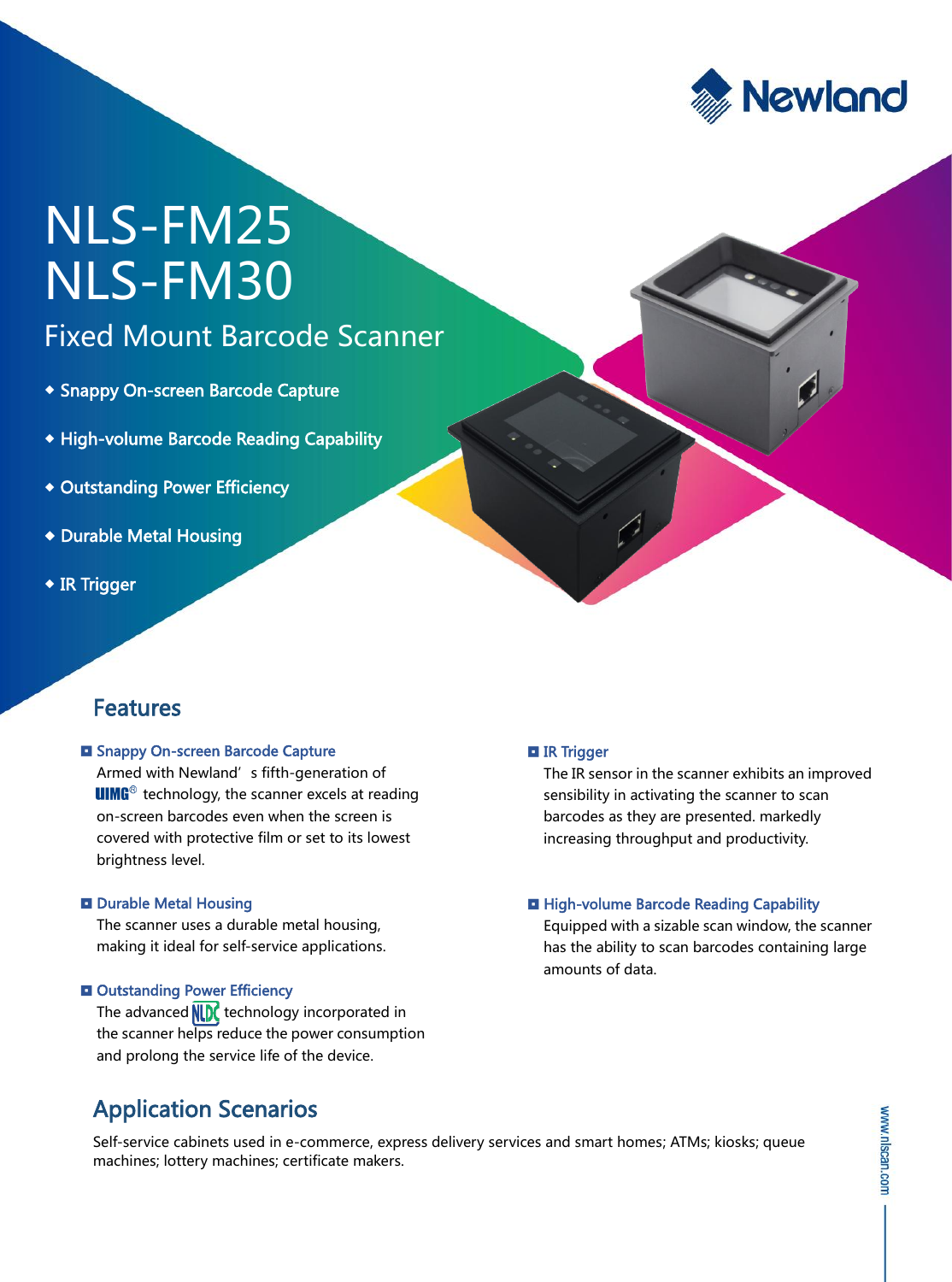Newland

# NLS-FM25
# NLS-FM30

## Fixed Mount Barcode Scanner

- Snappy On-screen Barcode Capture
- High-volume Barcode Reading Capability
- Outstanding Power Efficiency
- Durable Metal Housing
- IR Trigger

## Features

### Snappy On-screen Barcode Capture

Armed with Newland' s fifth-generation of UIMG® technology, the scanner excels at reading on-screen barcodes even when the screen is covered with protective film or set to its lowest brightness level.

### Durable Metal Housing

The scanner uses a durable metal housing, making it ideal for self-service applications.

### Outstanding Power Efficiency

The advanced NLDC technology incorporated in the scanner helps reduce the power consumption and prolong the service life of the device.

### IR Trigger

The IR sensor in the scanner exhibits an improved sensibility in activating the scanner to scan barcodes as they are presented. markedly increasing throughput and productivity.

### High-volume Barcode Reading Capability

Equipped with a sizable scan window, the scanner has the ability to scan barcodes containing large amounts of data.

## Application Scenarios

Self-service cabinets used in e-commerce, express delivery services and smart homes; ATMs; kiosks; queue machines; lottery machines; certificate makers.

www.nlscan.com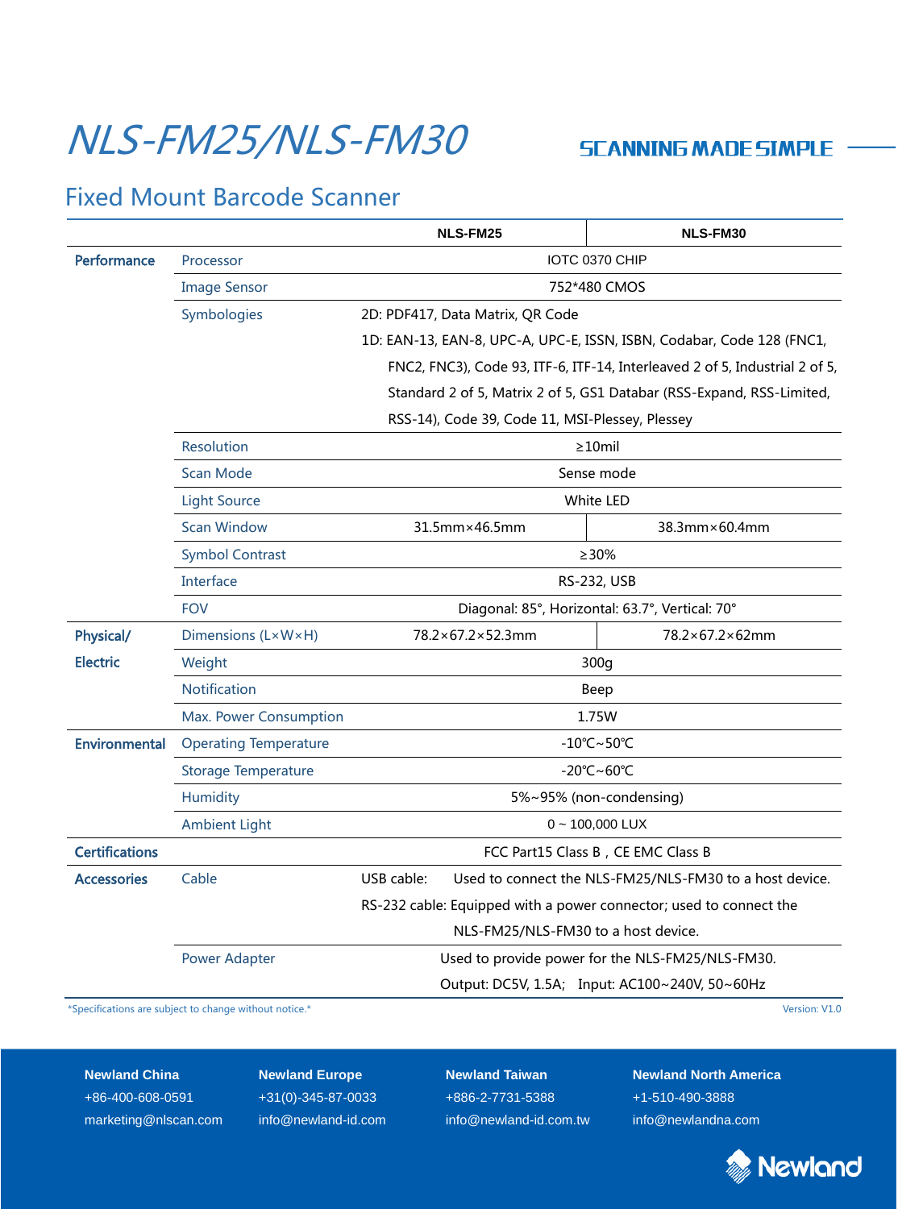# NLS-FM25/NLS-FM30

SCANNING MADE SIMPLE

## Fixed Mount Barcode Scanner

| | | NLS-FM25 | NLS-FM30 |
|---|---|---|---|
| **Performance** | Processor | IOTC 0370 CHIP | |
| | Image Sensor | 752*480 CMOS | |
| | Symbologies | 2D: PDF417, Data Matrix, QR Code<br>1D: EAN-13, EAN-8, UPC-A, UPC-E, ISSN, ISBN, Codabar, Code 128 (FNC1, FNC2, FNC3), Code 93, ITF-6, ITF-14, Interleaved 2 of 5, Industrial 2 of 5, Standard 2 of 5, Matrix 2 of 5, GS1 Databar (RSS-Expand, RSS-Limited, RSS-14), Code 39, Code 11, MSI-Plessey, Plessey | |
| | Resolution | ≥10mil | |
| | Scan Mode | Sense mode | |
| | Light Source | White LED | |
| | Scan Window | 31.5mm×46.5mm | 38.3mm×60.4mm |
| | Symbol Contrast | ≥30% | |
| | Interface | RS-232, USB | |
| | FOV | Diagonal: 85°, Horizontal: 63.7°, Vertical: 70° | |
| **Physical/ Electric** | Dimensions (L×W×H) | 78.2×67.2×52.3mm | 78.2×67.2×62mm |
| | Weight | 300g | |
| | Notification | Beep | |
| | Max. Power Consumption | 1.75W | |
| **Environmental** | Operating Temperature | -10℃~50℃ | |
| | Storage Temperature | -20℃~60℃ | |
| | Humidity | 5%~95% (non-condensing) | |
| | Ambient Light | 0 ~ 100,000 LUX | |
| **Certifications** | | FCC Part15 Class B，CE EMC Class B | |
| **Accessories** | Cable | USB cable: Used to connect the NLS-FM25/NLS-FM30 to a host device.<br>RS-232 cable: Equipped with a power connector; used to connect the NLS-FM25/NLS-FM30 to a host device. | |
| | Power Adapter | Used to provide power for the NLS-FM25/NLS-FM30.<br>Output: DC5V, 1.5A; Input: AC100~240V, 50~60Hz | |

*Specifications are subject to change without notice.*

Version: V1.0

**Newland China**
+86-400-608-0591
marketing@nlscan.com

**Newland Europe**
+31(0)-345-87-0033
info@newland-id.com

**Newland Taiwan**
+886-2-7731-5388
info@newland-id.com.tw

**Newland North America**
+1-510-490-3888
info@newlandna.com

Newland